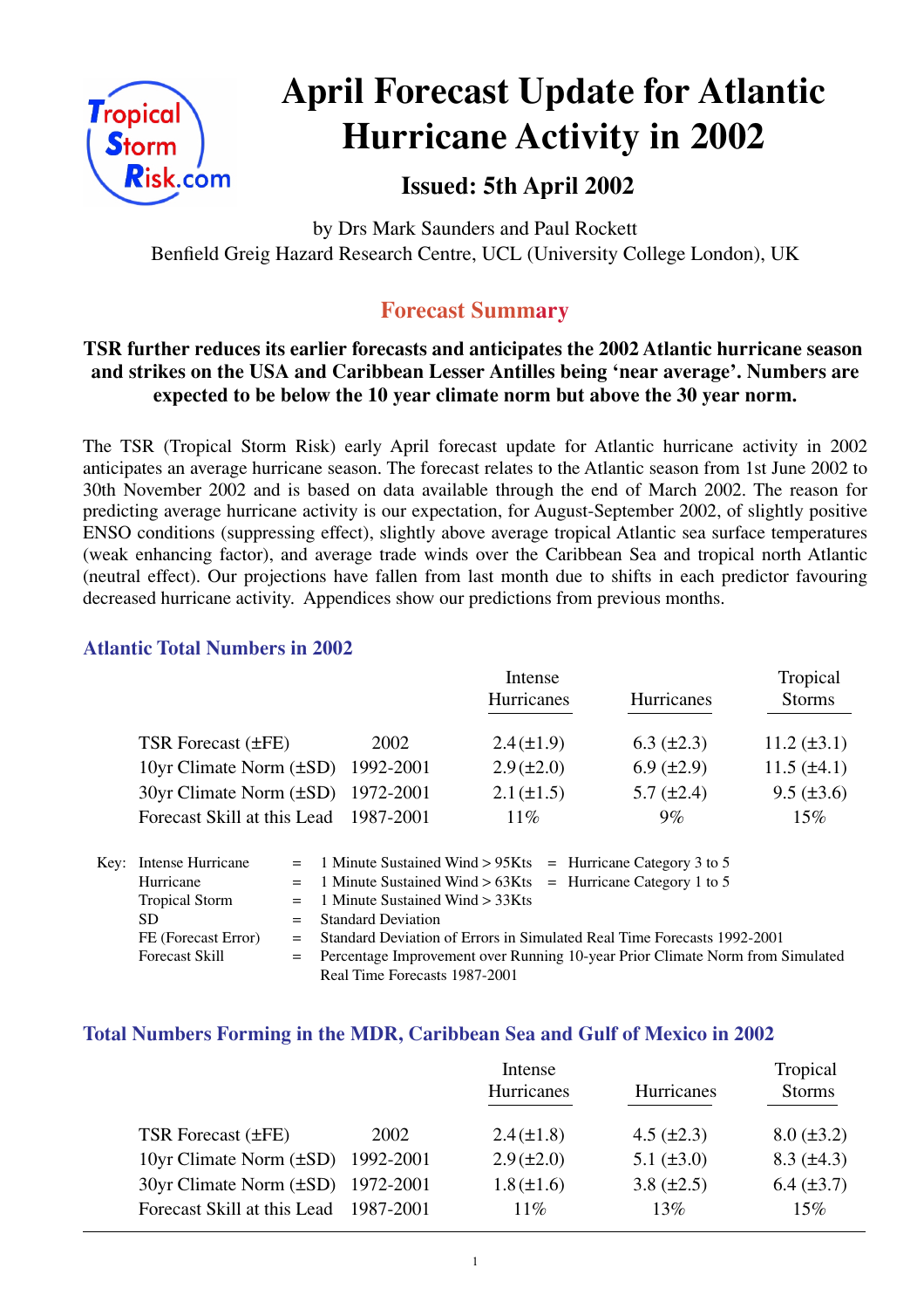# April Forecast Update for Atlantic Hurricane Activity in 2002

## Issued: 5th April 2002

by Drs Mark Saunders and Paul Rockett
Benfield Greig Hazard Research Centre, UCL (University College London), UK

## Forecast Summary

**TSR further reduces its earlier forecasts and anticipates the 2002 Atlantic hurricane season and strikes on the USA and Caribbean Lesser Antilles being 'near average'. Numbers are expected to be below the 10 year climate norm but above the 30 year norm.**

The TSR (Tropical Storm Risk) early April forecast update for Atlantic hurricane activity in 2002 anticipates an average hurricane season. The forecast relates to the Atlantic season from 1st June 2002 to 30th November 2002 and is based on data available through the end of March 2002. The reason for predicting average hurricane activity is our expectation, for August-September 2002, of slightly positive ENSO conditions (suppressing effect), slightly above average tropical Atlantic sea surface temperatures (weak enhancing factor), and average trade winds over the Caribbean Sea and tropical north Atlantic (neutral effect). Our projections have fallen from last month due to shifts in each predictor favouring decreased hurricane activity. Appendices show our predictions from previous months.

### Atlantic Total Numbers in 2002

| | | Intense Hurricanes | Hurricanes | Tropical Storms |
|---|---|---|---|---|
| TSR Forecast (±FE) | 2002 | 2.4 (±1.9) | 6.3 (±2.3) | 11.2 (±3.1) |
| 10yr Climate Norm (±SD) | 1992-2001 | 2.9 (±2.0) | 6.9 (±2.9) | 11.5 (±4.1) |
| 30yr Climate Norm (±SD) | 1972-2001 | 2.1 (±1.5) | 5.7 (±2.4) | 9.5 (±3.6) |
| Forecast Skill at this Lead | 1987-2001 | 11% | 9% | 15% |

Key:
- Intense Hurricane = 1 Minute Sustained Wind > 95Kts = Hurricane Category 3 to 5
- Hurricane = 1 Minute Sustained Wind > 63Kts = Hurricane Category 1 to 5
- Tropical Storm = 1 Minute Sustained Wind > 33Kts
- SD = Standard Deviation
- FE (Forecast Error) = Standard Deviation of Errors in Simulated Real Time Forecasts 1992-2001
- Forecast Skill = Percentage Improvement over Running 10-year Prior Climate Norm from Simulated Real Time Forecasts 1987-2001

### Total Numbers Forming in the MDR, Caribbean Sea and Gulf of Mexico in 2002

| | | Intense Hurricanes | Hurricanes | Tropical Storms |
|---|---|---|---|---|
| TSR Forecast (±FE) | 2002 | 2.4 (±1.8) | 4.5 (±2.3) | 8.0 (±3.2) |
| 10yr Climate Norm (±SD) | 1992-2001 | 2.9 (±2.0) | 5.1 (±3.0) | 8.3 (±4.3) |
| 30yr Climate Norm (±SD) | 1972-2001 | 1.8 (±1.6) | 3.8 (±2.5) | 6.4 (±3.7) |
| Forecast Skill at this Lead | 1987-2001 | 11% | 13% | 15% |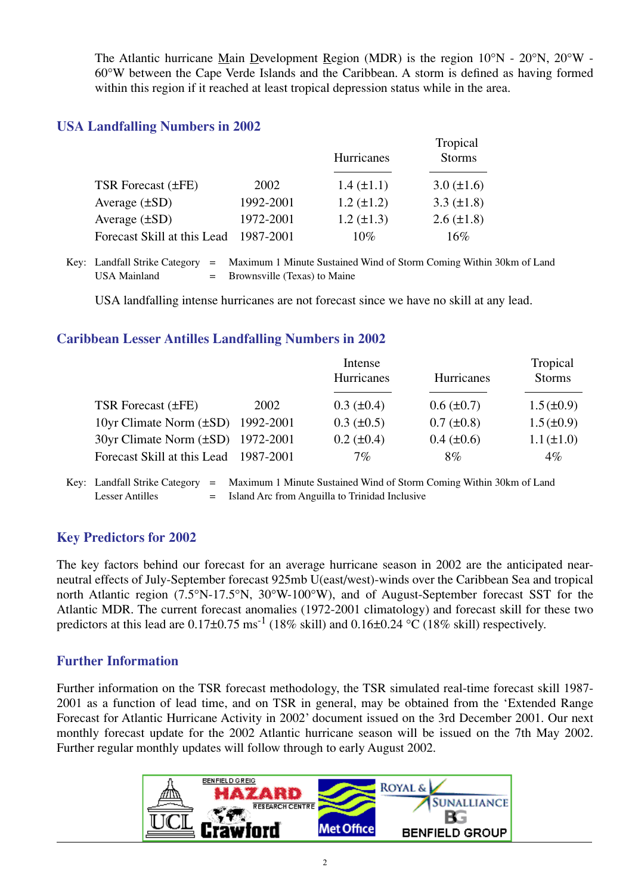The Atlantic hurricane Main Development Region (MDR) is the region 10°N - 20°N, 20°W - 60°W between the Cape Verde Islands and the Caribbean. A storm is defined as having formed within this region if it reached at least tropical depression status while in the area.

## USA Landfalling Numbers in 2002

| | | Hurricanes | Tropical Storms |
|---|---|---|---|
| TSR Forecast (±FE) | 2002 | 1.4 (±1.1) | 3.0 (±1.6) |
| Average (±SD) | 1992-2001 | 1.2 (±1.2) | 3.3 (±1.8) |
| Average (±SD) | 1972-2001 | 1.2 (±1.3) | 2.6 (±1.8) |
| Forecast Skill at this Lead | 1987-2001 | 10% | 16% |

Key: Landfall Strike Category = Maximum 1 Minute Sustained Wind of Storm Coming Within 30km of Land
USA Mainland = Brownsville (Texas) to Maine

USA landfalling intense hurricanes are not forecast since we have no skill at any lead.

## Caribbean Lesser Antilles Landfalling Numbers in 2002

| | | Intense Hurricanes | Hurricanes | Tropical Storms |
|---|---|---|---|---|
| TSR Forecast (±FE) | 2002 | 0.3 (±0.4) | 0.6 (±0.7) | 1.5 (±0.9) |
| 10yr Climate Norm (±SD) | 1992-2001 | 0.3 (±0.5) | 0.7 (±0.8) | 1.5 (±0.9) |
| 30yr Climate Norm (±SD) | 1972-2001 | 0.2 (±0.4) | 0.4 (±0.6) | 1.1 (±1.0) |
| Forecast Skill at this Lead | 1987-2001 | 7% | 8% | 4% |

Key: Landfall Strike Category = Maximum 1 Minute Sustained Wind of Storm Coming Within 30km of Land
Lesser Antilles = Island Arc from Anguilla to Trinidad Inclusive

## Key Predictors for 2002

The key factors behind our forecast for an average hurricane season in 2002 are the anticipated near-neutral effects of July-September forecast 925mb U(east/west)-winds over the Caribbean Sea and tropical north Atlantic region (7.5°N-17.5°N, 30°W-100°W), and of August-September forecast SST for the Atlantic MDR. The current forecast anomalies (1972-2001 climatology) and forecast skill for these two predictors at this lead are $0.17\pm0.75$ ms$^{-1}$ (18% skill) and $0.16\pm0.24$ °C (18% skill) respectively.

## Further Information

Further information on the TSR forecast methodology, the TSR simulated real-time forecast skill 1987-2001 as a function of lead time, and on TSR in general, may be obtained from the 'Extended Range Forecast for Atlantic Hurricane Activity in 2002' document issued on the 3rd December 2001. Our next monthly forecast update for the 2002 Atlantic hurricane season will be issued on the 7th May 2002. Further regular monthly updates will follow through to early August 2002.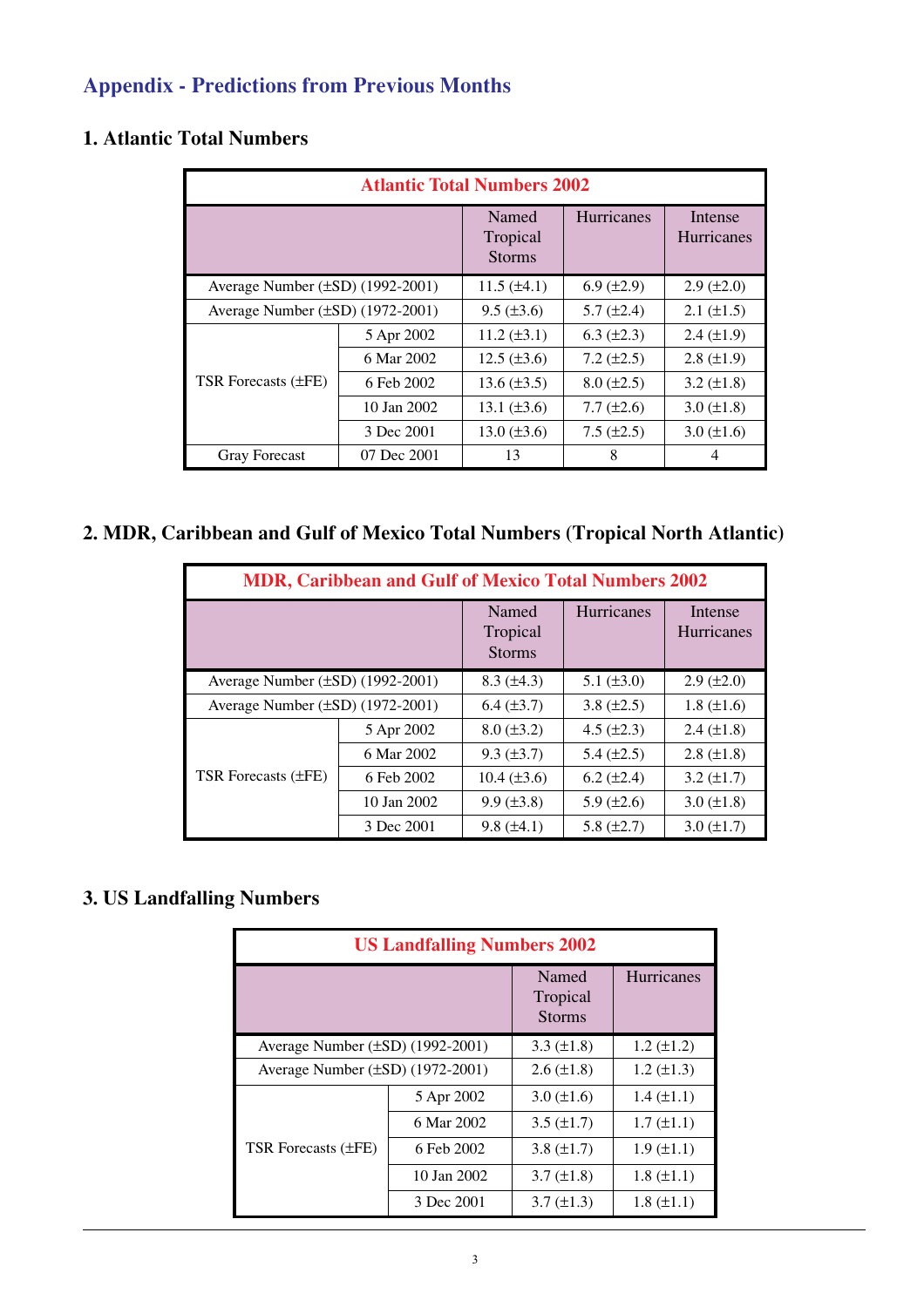## Appendix - Predictions from Previous Months

### 1. Atlantic Total Numbers

| Atlantic Total Numbers 2002 | | | | |
|---|---|---|---|---|
| | | Named Tropical Storms | Hurricanes | Intense Hurricanes |
| Average Number (±SD) (1992-2001) | | 11.5 (±4.1) | 6.9 (±2.9) | 2.9 (±2.0) |
| Average Number (±SD) (1972-2001) | | 9.5 (±3.6) | 5.7 (±2.4) | 2.1 (±1.5) |
| TSR Forecasts (±FE) | 5 Apr 2002 | 11.2 (±3.1) | 6.3 (±2.3) | 2.4 (±1.9) |
| | 6 Mar 2002 | 12.5 (±3.6) | 7.2 (±2.5) | 2.8 (±1.9) |
| | 6 Feb 2002 | 13.6 (±3.5) | 8.0 (±2.5) | 3.2 (±1.8) |
| | 10 Jan 2002 | 13.1 (±3.6) | 7.7 (±2.6) | 3.0 (±1.8) |
| | 3 Dec 2001 | 13.0 (±3.6) | 7.5 (±2.5) | 3.0 (±1.6) |
| Gray Forecast | 07 Dec 2001 | 13 | 8 | 4 |

### 2. MDR, Caribbean and Gulf of Mexico Total Numbers (Tropical North Atlantic)

| MDR, Caribbean and Gulf of Mexico Total Numbers 2002 | | | | |
|---|---|---|---|---|
| | | Named Tropical Storms | Hurricanes | Intense Hurricanes |
| Average Number (±SD) (1992-2001) | | 8.3 (±4.3) | 5.1 (±3.0) | 2.9 (±2.0) |
| Average Number (±SD) (1972-2001) | | 6.4 (±3.7) | 3.8 (±2.5) | 1.8 (±1.6) |
| TSR Forecasts (±FE) | 5 Apr 2002 | 8.0 (±3.2) | 4.5 (±2.3) | 2.4 (±1.8) |
| | 6 Mar 2002 | 9.3 (±3.7) | 5.4 (±2.5) | 2.8 (±1.8) |
| | 6 Feb 2002 | 10.4 (±3.6) | 6.2 (±2.4) | 3.2 (±1.7) |
| | 10 Jan 2002 | 9.9 (±3.8) | 5.9 (±2.6) | 3.0 (±1.8) |
| | 3 Dec 2001 | 9.8 (±4.1) | 5.8 (±2.7) | 3.0 (±1.7) |

### 3. US Landfalling Numbers

| US Landfalling Numbers 2002 | | | |
|---|---|---|---|
| | | Named Tropical Storms | Hurricanes |
| Average Number (±SD) (1992-2001) | | 3.3 (±1.8) | 1.2 (±1.2) |
| Average Number (±SD) (1972-2001) | | 2.6 (±1.8) | 1.2 (±1.3) |
| TSR Forecasts (±FE) | 5 Apr 2002 | 3.0 (±1.6) | 1.4 (±1.1) |
| | 6 Mar 2002 | 3.5 (±1.7) | 1.7 (±1.1) |
| | 6 Feb 2002 | 3.8 (±1.7) | 1.9 (±1.1) |
| | 10 Jan 2002 | 3.7 (±1.8) | 1.8 (±1.1) |
| | 3 Dec 2001 | 3.7 (±1.3) | 1.8 (±1.1) |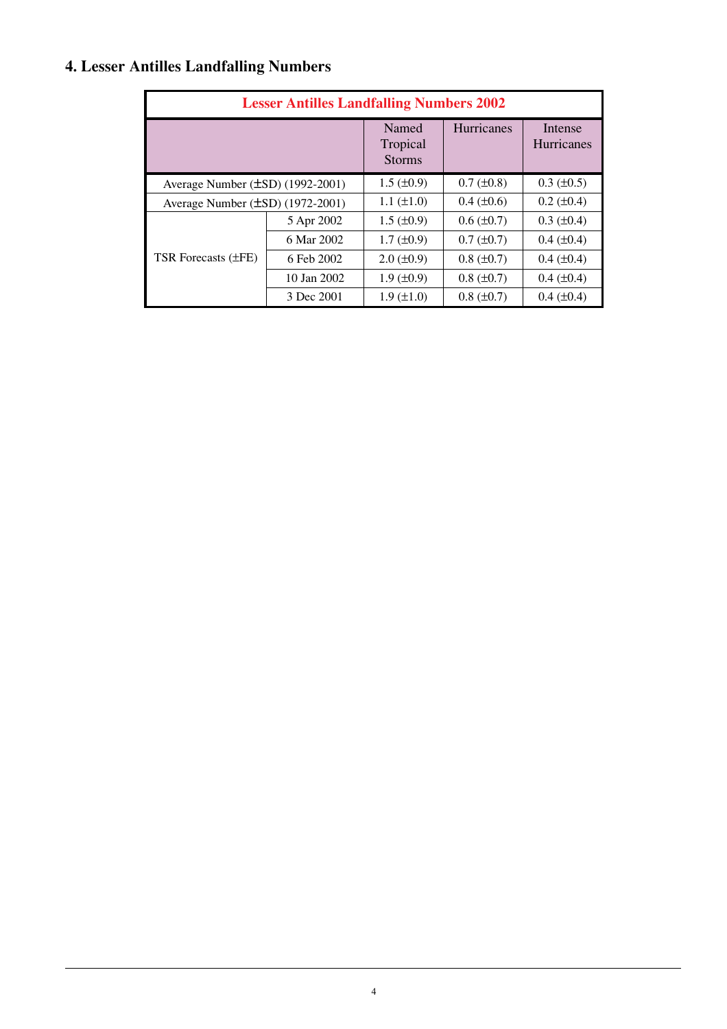## 4. Lesser Antilles Landfalling Numbers

| Lesser Antilles Landfalling Numbers 2002 | | | | |
|---|---|---|---|---|
| | | Named Tropical Storms | Hurricanes | Intense Hurricanes |
| Average Number (±SD) (1992-2001) | | 1.5 (±0.9) | 0.7 (±0.8) | 0.3 (±0.5) |
| Average Number (±SD) (1972-2001) | | 1.1 (±1.0) | 0.4 (±0.6) | 0.2 (±0.4) |
| TSR Forecasts (±FE) | 5 Apr 2002 | 1.5 (±0.9) | 0.6 (±0.7) | 0.3 (±0.4) |
| | 6 Mar 2002 | 1.7 (±0.9) | 0.7 (±0.7) | 0.4 (±0.4) |
| | 6 Feb 2002 | 2.0 (±0.9) | 0.8 (±0.7) | 0.4 (±0.4) |
| | 10 Jan 2002 | 1.9 (±0.9) | 0.8 (±0.7) | 0.4 (±0.4) |
| | 3 Dec 2001 | 1.9 (±1.0) | 0.8 (±0.7) | 0.4 (±0.4) |